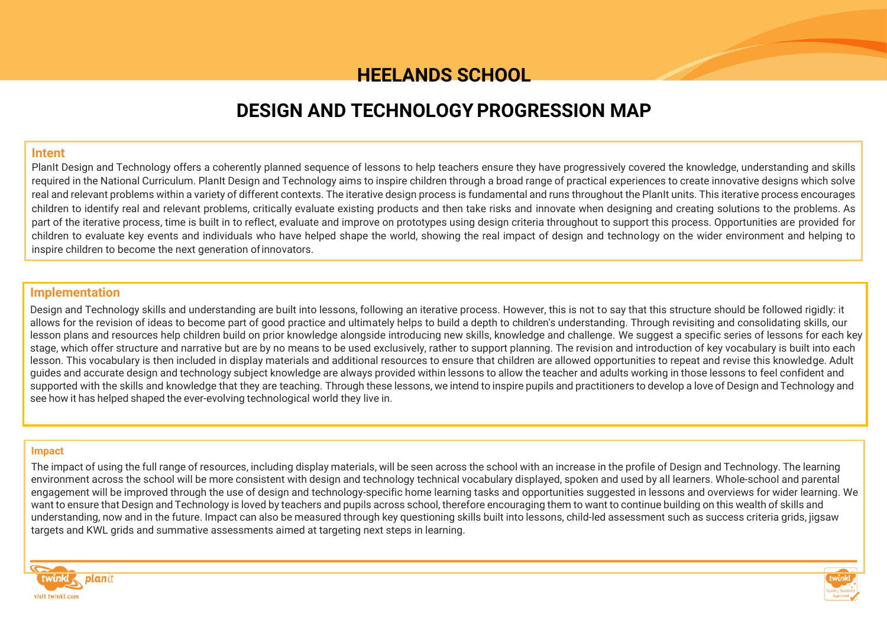# HEELANDS SCHOOL

# DESIGN AND TECHNOLOGY PROGRESSION MAP

## Intent

PlanIt Design and Technology offers a coherently planned sequence of lessons to help teachers ensure they have progressively covered the knowledge, understanding and skills required in the National Curriculum. PlanIt Design and Technology aims to inspire children through a broad range of practical experiences to create innovative designs which solve real and relevant problems within a variety of different contexts. The iterative design process is fundamental and runs throughout the PlanIt units. This iterative process encourages children to identify real and relevant problems, critically evaluate existing products and then take risks and innovate when designing and creating solutions to the problems. As part of the iterative process, time is built in to reflect, evaluate and improve on prototypes using design criteria throughout to support this process. Opportunities are provided for children to evaluate key events and individuals who have helped shape the world, showing the real impact of design and technology on the wider environment and helping to inspire children to become the next generation of innovators.

## Implementation

Design and Technology skills and understanding are built into lessons, following an iterative process. However, this is not to say that this structure should be followed rigidly: it allows for the revision of ideas to become part of good practice and ultimately helps to build a depth to children's understanding. Through revisiting and consolidating skills, our lesson plans and resources help children build on prior knowledge alongside introducing new skills, knowledge and challenge. We suggest a specific series of lessons for each key stage, which offer structure and narrative but are by no means to be used exclusively, rather to support planning. The revision and introduction of key vocabulary is built into each lesson. This vocabulary is then included in display materials and additional resources to ensure that children are allowed opportunities to repeat and revise this knowledge. Adult guides and accurate design and technology subject knowledge are always provided within lessons to allow the teacher and adults working in those lessons to feel confident and supported with the skills and knowledge that they are teaching. Through these lessons, we intend to inspire pupils and practitioners to develop a love of Design and Technology and see how it has helped shaped the ever-evolving technological world they live in.

## Impact

The impact of using the full range of resources, including display materials, will be seen across the school with an increase in the profile of Design and Technology. The learning environment across the school will be more consistent with design and technology technical vocabulary displayed, spoken and used by all learners. Whole-school and parental engagement will be improved through the use of design and technology-specific home learning tasks and opportunities suggested in lessons and overviews for wider learning. We want to ensure that Design and Technology is loved by teachers and pupils across school, therefore encouraging them to want to continue building on this wealth of skills and understanding, now and in the future. Impact can also be measured through key questioning skills built into lessons, child-led assessment such as success criteria grids, jigsaw targets and KWL grids and summative assessments aimed at targeting next steps in learning.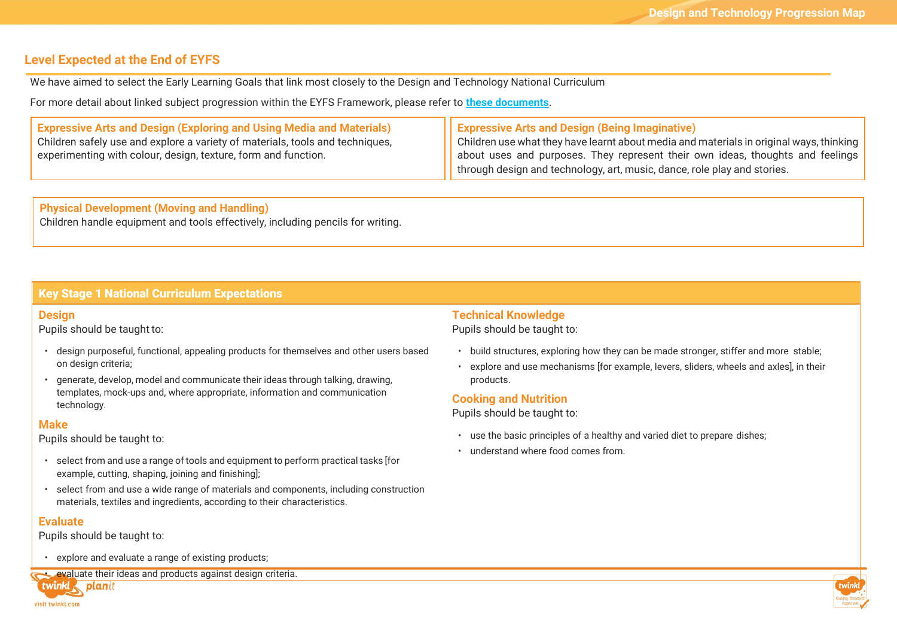## Level Expected at the End of EYFS

We have aimed to select the Early Learning Goals that link most closely to the Design and Technology National Curriculum

For more detail about linked subject progression within the EYFS Framework, please refer to **these documents**.

**Expressive Arts and Design (Exploring and Using Media and Materials)**
Children safely use and explore a variety of materials, tools and techniques, experimenting with colour, design, texture, form and function.

**Expressive Arts and Design (Being Imaginative)**
Children use what they have learnt about media and materials in original ways, thinking about uses and purposes. They represent their own ideas, thoughts and feelings through design and technology, art, music, dance, role play and stories.

**Physical Development (Moving and Handling)**
Children handle equipment and tools effectively, including pencils for writing.

## Key Stage 1 National Curriculum Expectations

### Design

Pupils should be taught to:

- design purposeful, functional, appealing products for themselves and other users based on design criteria;
- generate, develop, model and communicate their ideas through talking, drawing, templates, mock-ups and, where appropriate, information and communication technology.

### Make

Pupils should be taught to:

- select from and use a range of tools and equipment to perform practical tasks [for example, cutting, shaping, joining and finishing];
- select from and use a wide range of materials and components, including construction materials, textiles and ingredients, according to their characteristics.

### Evaluate

Pupils should be taught to:

- explore and evaluate a range of existing products;
- evaluate their ideas and products against design criteria.

### Technical Knowledge

Pupils should be taught to:

- build structures, exploring how they can be made stronger, stiffer and more stable;
- explore and use mechanisms [for example, levers, sliders, wheels and axles], in their products.

### Cooking and Nutrition

Pupils should be taught to:

- use the basic principles of a healthy and varied diet to prepare dishes;
- understand where food comes from.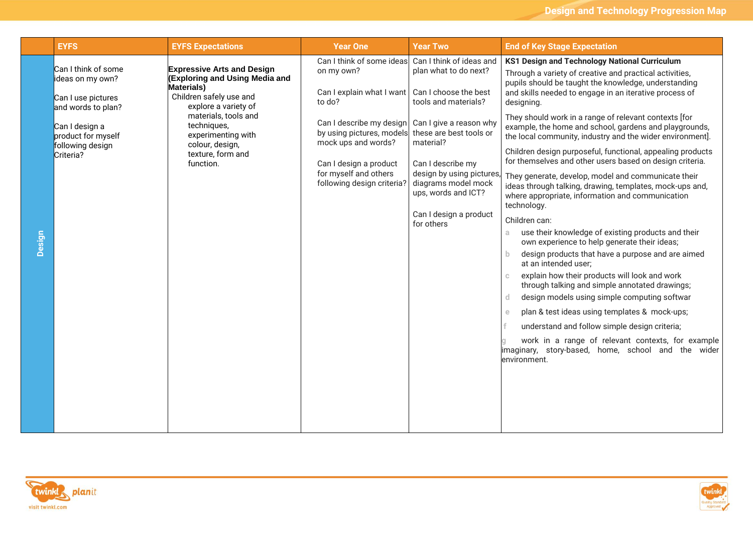| | EYFS | EYFS Expectations | Year One | Year Two | End of Key Stage Expectation |
|---|---|---|---|---|---|
| Design | Can I think of some ideas on my own?<br><br>Can I use pictures and words to plan?<br><br>Can I design a product for myself following design Criteria? | **Expressive Arts and Design (Exploring and Using Media and Materials)**<br>Children safely use and explore a variety of materials, tools and techniques, experimenting with colour, design, texture, form and function. | Can I think of some ideas on my own?<br><br>Can I explain what I want to do?<br><br>Can I describe my design by using pictures, models mock ups and words?<br><br>Can I design a product for myself and others following design criteria? | Can I think of ideas and plan what to do next?<br><br>Can I choose the best tools and materials?<br><br>Can I give a reason why these are best tools or material?<br><br>Can I describe my design by using pictures, diagrams model mock ups, words and ICT?<br><br>Can I design a product for others | **KS1 Design and Technology National Curriculum**<br>Through a variety of creative and practical activities, pupils should be taught the knowledge, understanding and skills needed to engage in an iterative process of designing.<br><br>They should work in a range of relevant contexts [for example, the home and school, gardens and playgrounds, the local community, industry and the wider environment].<br><br>Children design purposeful, functional, appealing products for themselves and other users based on design criteria.<br><br>They generate, develop, model and communicate their ideas through talking, drawing, templates, mock-ups and, where appropriate, information and communication technology.<br><br>Children can:<br>a use their knowledge of existing products and their own experience to help generate their ideas;<br>b design products that have a purpose and are aimed at an intended user;<br>c explain how their products will look and work through talking and simple annotated drawings;<br>d design models using simple computing softwar<br>e plan & test ideas using templates & mock-ups;<br>f understand and follow simple design criteria;<br>g work in a range of relevant contexts, for example imaginary, story-based, home, school and the wider environment. |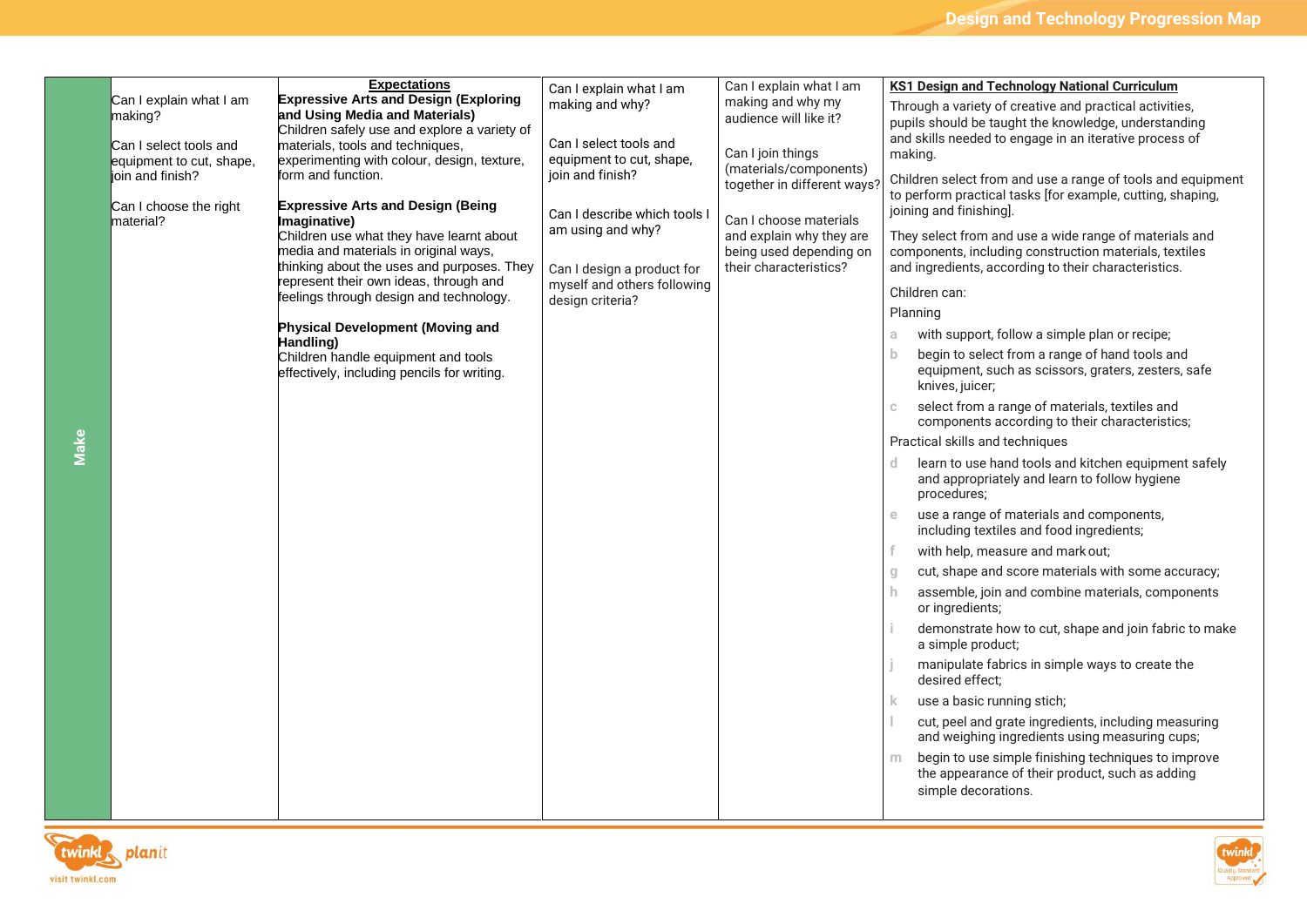| Make | Can I explain what I am making?<br><br>Can I select tools and equipment to cut, shape, join and finish?<br><br>Can I choose the right material? | **Expectations**<br>**Expressive Arts and Design (Exploring and Using Media and Materials)**<br>Children safely use and explore a variety of materials, tools and techniques, experimenting with colour, design, texture, form and function.<br><br>**Expressive Arts and Design (Being Imaginative)**<br>Children use what they have learnt about media and materials in original ways, thinking about the uses and purposes. They represent their own ideas, through and feelings through design and technology.<br><br>**Physical Development (Moving and Handling)**<br>Children handle equipment and tools effectively, including pencils for writing. | Can I explain what I am making and why?<br><br>Can I select tools and equipment to cut, shape, join and finish?<br><br>Can I describe which tools I am using and why?<br><br>Can I design a product for myself and others following design criteria? | Can I explain what I am making and why my audience will like it?<br><br>Can I join things (materials/components) together in different ways?<br><br>Can I choose materials and explain why they are being used depending on their characteristics? | **KS1 Design and Technology National Curriculum**<br>Through a variety of creative and practical activities, pupils should be taught the knowledge, understanding and skills needed to engage in an iterative process of making.<br><br>Children select from and use a range of tools and equipment to perform practical tasks [for example, cutting, shaping, joining and finishing].<br><br>They select from and use a wide range of materials and components, including construction materials, textiles and ingredients, according to their characteristics.<br><br>Children can:<br>Planning<br>a with support, follow a simple plan or recipe;<br>b begin to select from a range of hand tools and equipment, such as scissors, graters, zesters, safe knives, juicer;<br>c select from a range of materials, textiles and components according to their characteristics;<br>Practical skills and techniques<br>d learn to use hand tools and kitchen equipment safely and appropriately and learn to follow hygiene procedures;<br>e use a range of materials and components, including textiles and food ingredients;<br>f with help, measure and mark out;<br>g cut, shape and score materials with some accuracy;<br>h assemble, join and combine materials, components or ingredients;<br>i demonstrate how to cut, shape and join fabric to make a simple product;<br>j manipulate fabrics in simple ways to create the desired effect;<br>k use a basic running stich;<br>l cut, peel and grate ingredients, including measuring and weighing ingredients using measuring cups;<br>m begin to use simple finishing techniques to improve the appearance of their product, such as adding simple decorations. |
|---|---|---|---|---|---|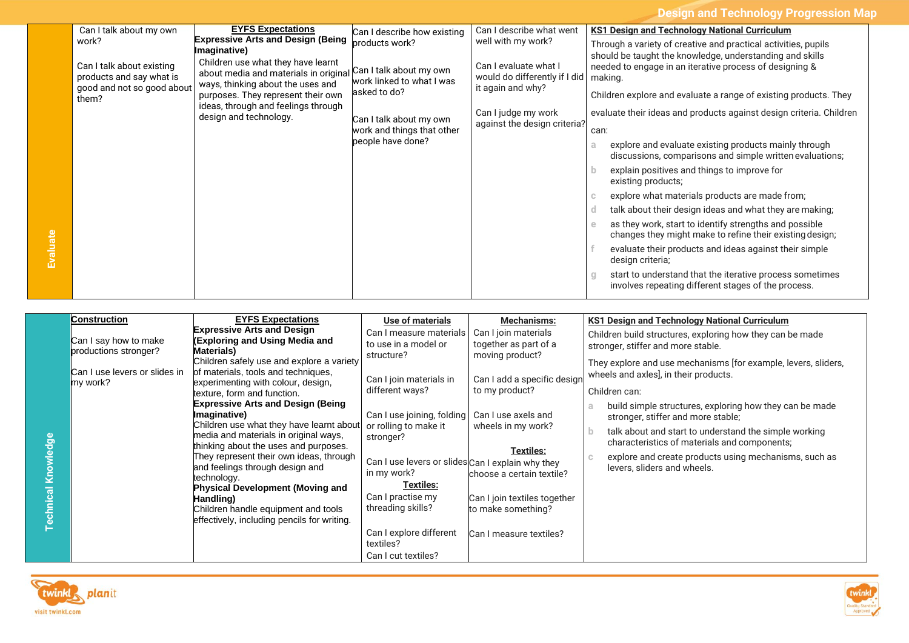| Evaluate | Can I talk about my own work?<br><br>Can I talk about existing products and say what is good and not so good about them? | **EYFS Expectations**<br>**Expressive Arts and Design (Being Imaginative)**<br>Children use what they have learnt about media and materials in original ways, thinking about the uses and purposes. They represent their own ideas, through and feelings through design and technology. | Can I describe how existing products work?<br><br>Can I talk about my own work linked to what I was asked to do?<br><br>Can I talk about my own work and things that other people have done? | Can I describe what went well with my work?<br><br>Can I evaluate what I would do differently if I did it again and why?<br><br>Can I judge my work against the design criteria? | **KS1 Design and Technology National Curriculum**<br>Through a variety of creative and practical activities, pupils should be taught the knowledge, understanding and skills needed to engage in an iterative process of designing & making.<br><br>Children explore and evaluate a range of existing products. They evaluate their ideas and products against design criteria. Children can:<br>a explore and evaluate existing products mainly through discussions, comparisons and simple written evaluations;<br>b explain positives and things to improve for existing products;<br>c explore what materials products are made from;<br>d talk about their design ideas and what they are making;<br>e as they work, start to identify strengths and possible changes they might make to refine their existing design;<br>f evaluate their products and ideas against their simple design criteria;<br>g start to understand that the iterative process sometimes involves repeating different stages of the process. |
|---|---|---|---|---|---|

| Technical Knowledge | **Construction**<br><br>Can I say how to make productions stronger?<br><br>Can I use levers or slides in my work? | **EYFS Expectations**<br>**Expressive Arts and Design (Exploring and Using Media and Materials)**<br>Children safely use and explore a variety of materials, tools and techniques, experimenting with colour, design, texture, form and function.<br>**Expressive Arts and Design (Being Imaginative)**<br>Children use what they have learnt about media and materials in original ways, thinking about the uses and purposes. They represent their own ideas, through and feelings through design and technology.<br>**Physical Development (Moving and Handling)**<br>Children handle equipment and tools effectively, including pencils for writing. | **Use of materials**<br>Can I measure materials to use in a model or structure?<br><br>Can I join materials in different ways?<br><br>Can I use joining, folding or rolling to make it stronger?<br><br>Can I use levers or slides in my work?<br>**Textiles:**<br>Can I practise my threading skills?<br><br>Can I explore different textiles?<br>Can I cut textiles? | **Mechanisms:**<br>Can I join materials together as part of a moving product?<br><br>Can I add a specific design to my product?<br><br>Can I use axels and wheels in my work?<br><br>**Textiles:**<br>Can I explain why they choose a certain textile?<br><br>Can I join textiles together to make something?<br><br>Can I measure textiles? | **KS1 Design and Technology National Curriculum**<br>Children build structures, exploring how they can be made stronger, stiffer and more stable.<br><br>They explore and use mechanisms [for example, levers, sliders, wheels and axles], in their products.<br><br>Children can:<br>a build simple structures, exploring how they can be made stronger, stiffer and more stable;<br>b talk about and start to understand the simple working characteristics of materials and components;<br>c explore and create products using mechanisms, such as levers, sliders and wheels. |
|---|---|---|---|---|---|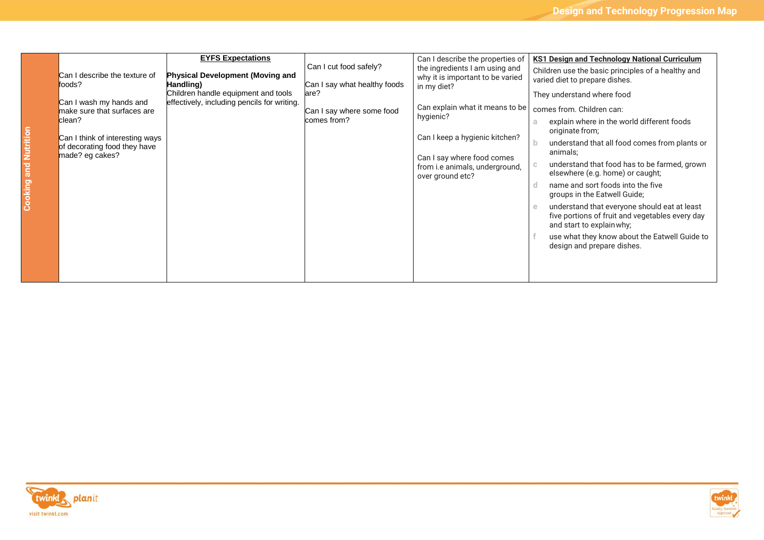| | | | | | |
|---|---|---|---|---|---|
| **Cooking and Nutrition** | Can I describe the texture of foods?<br><br>Can I wash my hands and make sure that surfaces are clean?<br><br>Can I think of interesting ways of decorating food they have made? eg cakes? | **EYFS Expectations**<br><br>**Physical Development (Moving and Handling)**<br>Children handle equipment and tools effectively, including pencils for writing. | Can I cut food safely?<br><br>Can I say what healthy foods are?<br><br>Can I say where some food comes from? | Can I describe the properties of the ingredients I am using and why it is important to be varied in my diet?<br><br>Can explain what it means to be hygienic?<br><br>Can I keep a hygienic kitchen?<br><br>Can I say where food comes from i.e animals, underground, over ground etc? | **KS1 Design and Technology National Curriculum**<br>Children use the basic principles of a healthy and varied diet to prepare dishes.<br><br>They understand where food<br><br>comes from. Children can:<br>a explain where in the world different foods originate from;<br>b understand that all food comes from plants or animals;<br>c understand that food has to be farmed, grown elsewhere (e.g. home) or caught;<br>d name and sort foods into the five groups in the Eatwell Guide;<br>e understand that everyone should eat at least five portions of fruit and vegetables every day and start to explain why;<br>f use what they know about the Eatwell Guide to design and prepare dishes. |